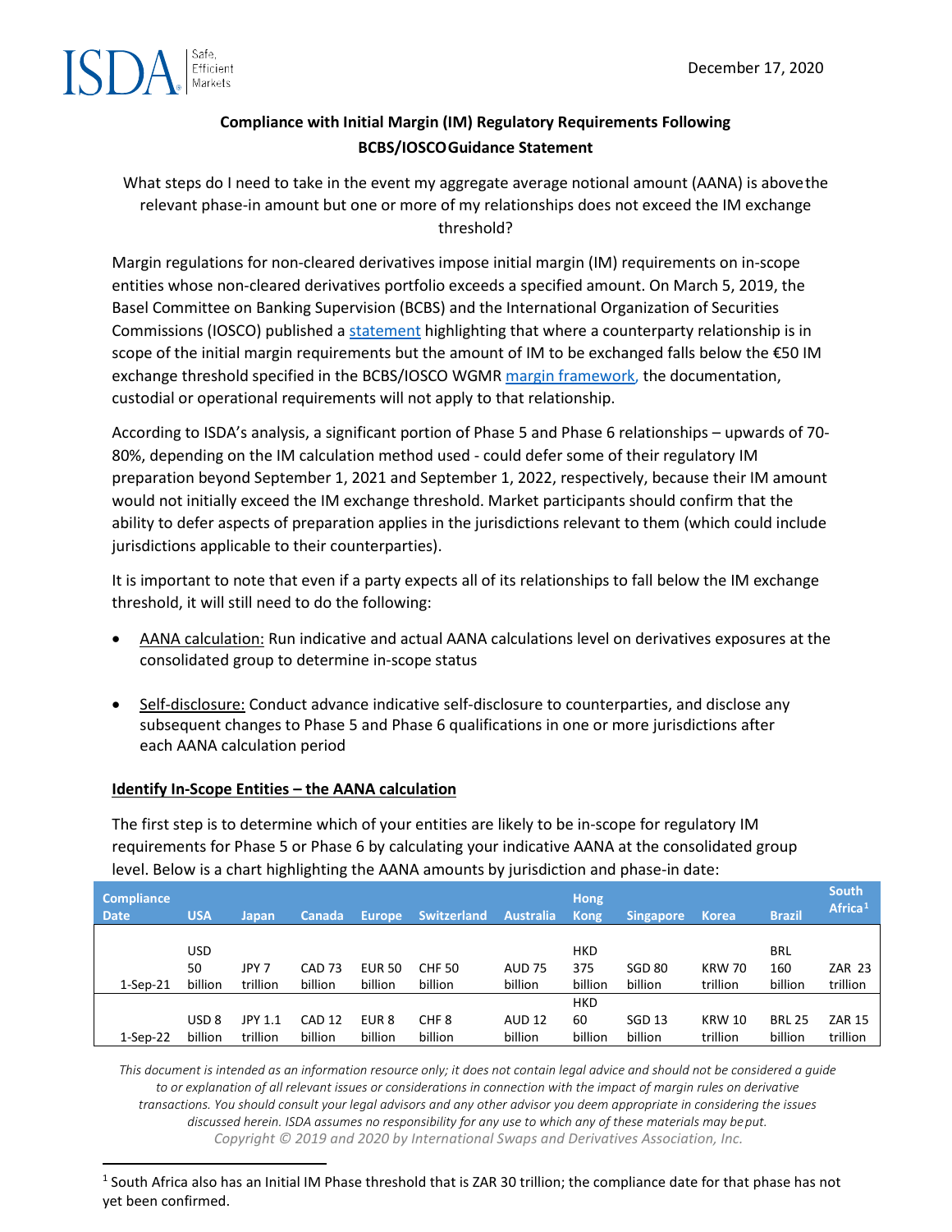December 17, 2020

## Compliance with Initial Margin (IM) Regulatory Requirements Following BCBS/IOSCO Guidance Statement

What steps do I need to take in the event my aggregate average notional amount (AANA) is above the relevant phase-in amount but one or more of my relationships does not exceed the IM exchange threshold?

Margin regulations for non-cleared derivatives impose initial margin (IM) requirements on in-scope entities whose non-cleared derivatives portfolio exceeds a specified amount. On March 5, 2019, the Basel Committee on Banking Supervision (BCBS) and the International Organization of Securities Commissions (IOSCO) published a statement highlighting that where a counterparty relationship is in scope of the initial margin requirements but the amount of IM to be exchanged falls below the €50 IM exchange threshold specified in the BCBS/IOSCO WGMR margin framework, the documentation, custodial or operational requirements will not apply to that relationship.

According to ISDA's analysis, a significant portion of Phase 5 and Phase 6 relationships – upwards of 70-80%, depending on the IM calculation method used - could defer some of their regulatory IM preparation beyond September 1, 2021 and September 1, 2022, respectively, because their IM amount would not initially exceed the IM exchange threshold. Market participants should confirm that the ability to defer aspects of preparation applies in the jurisdictions relevant to them (which could include jurisdictions applicable to their counterparties).

It is important to note that even if a party expects all of its relationships to fall below the IM exchange threshold, it will still need to do the following:

- AANA calculation: Run indicative and actual AANA calculations level on derivatives exposures at the consolidated group to determine in-scope status
- Self-disclosure: Conduct advance indicative self-disclosure to counterparties, and disclose any subsequent changes to Phase 5 and Phase 6 qualifications in one or more jurisdictions after each AANA calculation period

### Identify In-Scope Entities – the AANA calculation

The first step is to determine which of your entities are likely to be in-scope for regulatory IM requirements for Phase 5 or Phase 6 by calculating your indicative AANA at the consolidated group level. Below is a chart highlighting the AANA amounts by jurisdiction and phase-in date:

| Compliance Date | USA | Japan | Canada | Europe | Switzerland | Australia | Hong Kong | Singapore | Korea | Brazil | South Africa[1] |
|---|---|---|---|---|---|---|---|---|---|---|---|
| 1-Sep-21 | USD 50 billion | JPY 7 trillion | CAD 73 billion | EUR 50 billion | CHF 50 billion | AUD 75 billion | HKD 375 billion | SGD 80 billion | KRW 70 trillion | BRL 160 billion | ZAR 23 trillion |
| 1-Sep-22 | USD 8 billion | JPY 1.1 trillion | CAD 12 billion | EUR 8 billion | CHF 8 billion | AUD 12 billion | HKD 60 billion | SGD 13 billion | KRW 10 trillion | BRL 25 billion | ZAR 15 trillion |

*This document is intended as an information resource only; it does not contain legal advice and should not be considered a guide to or explanation of all relevant issues or considerations in connection with the impact of margin rules on derivative transactions. You should consult your legal advisors and any other advisor you deem appropriate in considering the issues discussed herein. ISDA assumes no responsibility for any use to which any of these materials may be put.*
*Copyright © 2019 and 2020 by International Swaps and Derivatives Association, Inc.*

[1] South Africa also has an Initial IM Phase threshold that is ZAR 30 trillion; the compliance date for that phase has not yet been confirmed.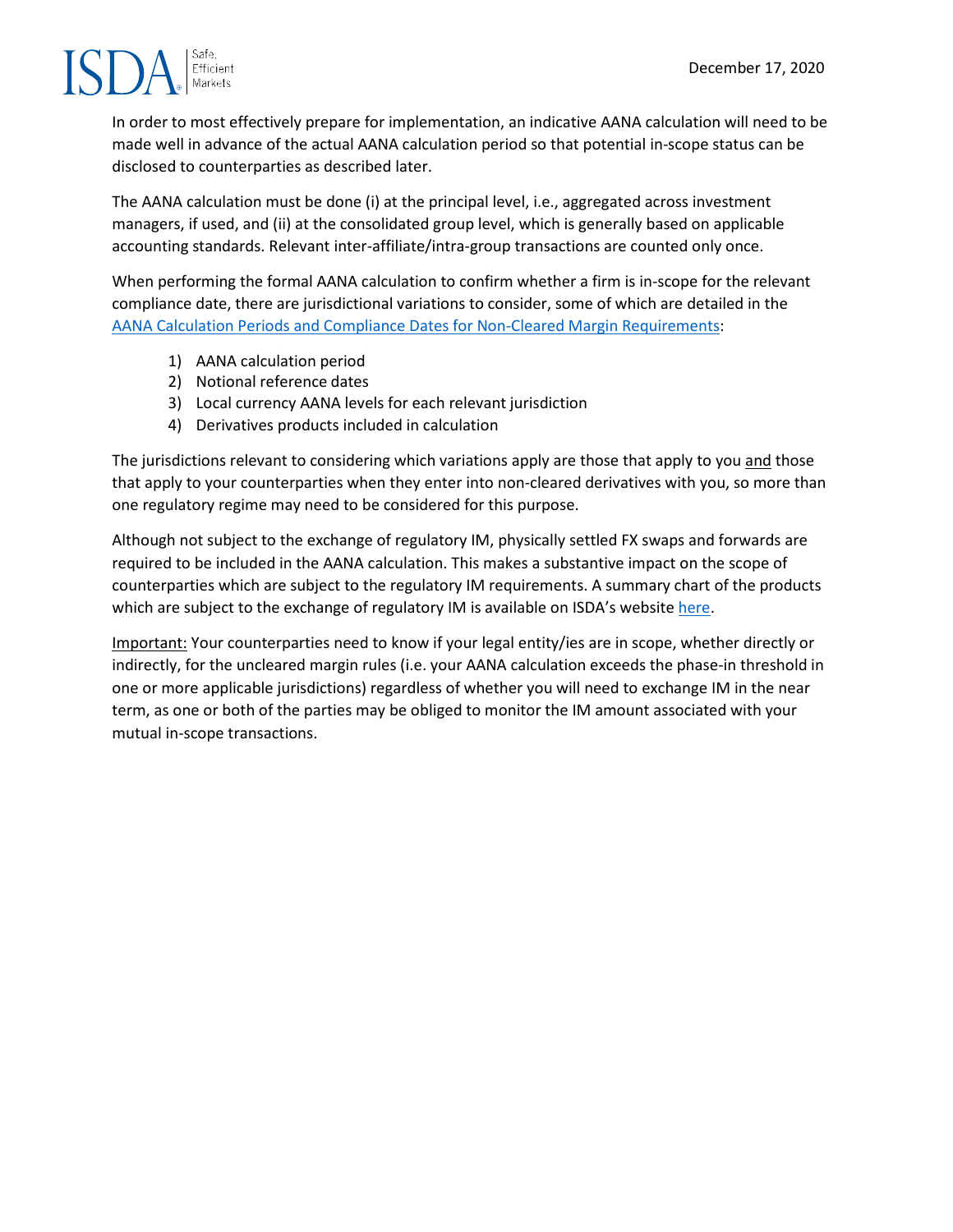In order to most effectively prepare for implementation, an indicative AANA calculation will need to be made well in advance of the actual AANA calculation period so that potential in-scope status can be disclosed to counterparties as described later.

The AANA calculation must be done (i) at the principal level, i.e., aggregated across investment managers, if used, and (ii) at the consolidated group level, which is generally based on applicable accounting standards. Relevant inter-affiliate/intra-group transactions are counted only once.

When performing the formal AANA calculation to confirm whether a firm is in-scope for the relevant compliance date, there are jurisdictional variations to consider, some of which are detailed in the AANA Calculation Periods and Compliance Dates for Non-Cleared Margin Requirements:

1) AANA calculation period
2) Notional reference dates
3) Local currency AANA levels for each relevant jurisdiction
4) Derivatives products included in calculation

The jurisdictions relevant to considering which variations apply are those that apply to you <u>and</u> those that apply to your counterparties when they enter into non-cleared derivatives with you, so more than one regulatory regime may need to be considered for this purpose.

Although not subject to the exchange of regulatory IM, physically settled FX swaps and forwards are required to be included in the AANA calculation. This makes a substantive impact on the scope of counterparties which are subject to the regulatory IM requirements. A summary chart of the products which are subject to the exchange of regulatory IM is available on ISDA's website here.

<u>Important:</u> Your counterparties need to know if your legal entity/ies are in scope, whether directly or indirectly, for the uncleared margin rules (i.e. your AANA calculation exceeds the phase-in threshold in one or more applicable jurisdictions) regardless of whether you will need to exchange IM in the near term, as one or both of the parties may be obliged to monitor the IM amount associated with your mutual in-scope transactions.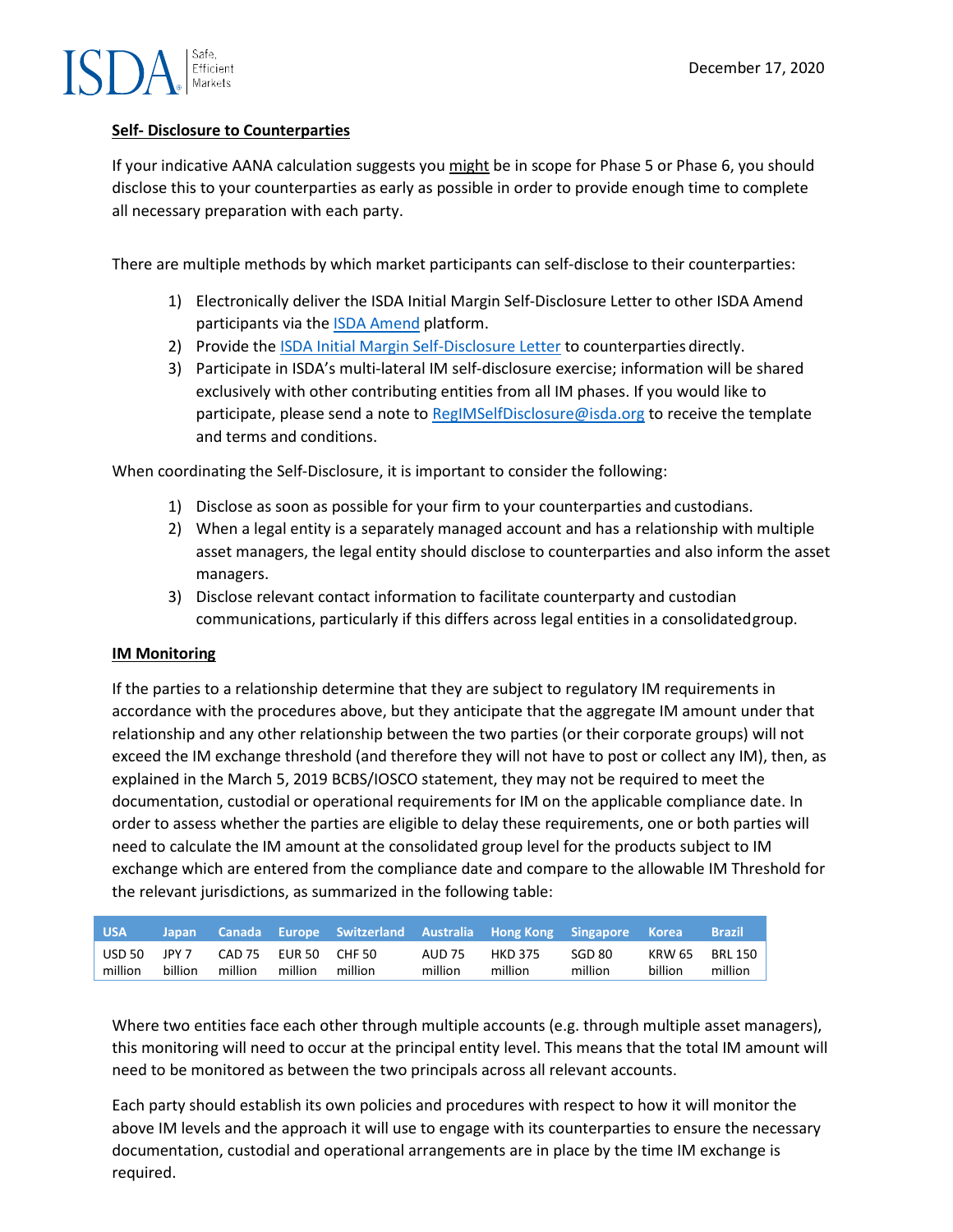**Self- Disclosure to Counterparties**

If your indicative AANA calculation suggests you might be in scope for Phase 5 or Phase 6, you should disclose this to your counterparties as early as possible in order to provide enough time to complete all necessary preparation with each party.

There are multiple methods by which market participants can self-disclose to their counterparties:

1) Electronically deliver the ISDA Initial Margin Self-Disclosure Letter to other ISDA Amend participants via the ISDA Amend platform.
2) Provide the ISDA Initial Margin Self-Disclosure Letter to counterparties directly.
3) Participate in ISDA's multi-lateral IM self-disclosure exercise; information will be shared exclusively with other contributing entities from all IM phases. If you would like to participate, please send a note to RegIMSelfDisclosure@isda.org to receive the template and terms and conditions.

When coordinating the Self-Disclosure, it is important to consider the following:

1) Disclose as soon as possible for your firm to your counterparties and custodians.
2) When a legal entity is a separately managed account and has a relationship with multiple asset managers, the legal entity should disclose to counterparties and also inform the asset managers.
3) Disclose relevant contact information to facilitate counterparty and custodian communications, particularly if this differs across legal entities in a consolidated group.

**IM Monitoring**

If the parties to a relationship determine that they are subject to regulatory IM requirements in accordance with the procedures above, but they anticipate that the aggregate IM amount under that relationship and any other relationship between the two parties (or their corporate groups) will not exceed the IM exchange threshold (and therefore they will not have to post or collect any IM), then, as explained in the March 5, 2019 BCBS/IOSCO statement, they may not be required to meet the documentation, custodial or operational requirements for IM on the applicable compliance date. In order to assess whether the parties are eligible to delay these requirements, one or both parties will need to calculate the IM amount at the consolidated group level for the products subject to IM exchange which are entered from the compliance date and compare to the allowable IM Threshold for the relevant jurisdictions, as summarized in the following table:

| USA | Japan | Canada | Europe | Switzerland | Australia | Hong Kong | Singapore | Korea | Brazil |
|---|---|---|---|---|---|---|---|---|---|
| USD 50 million | JPY 7 billion | CAD 75 million | EUR 50 million | CHF 50 million | AUD 75 million | HKD 375 million | SGD 80 million | KRW 65 billion | BRL 150 million |

Where two entities face each other through multiple accounts (e.g. through multiple asset managers), this monitoring will need to occur at the principal entity level. This means that the total IM amount will need to be monitored as between the two principals across all relevant accounts.

Each party should establish its own policies and procedures with respect to how it will monitor the above IM levels and the approach it will use to engage with its counterparties to ensure the necessary documentation, custodial and operational arrangements are in place by the time IM exchange is required.